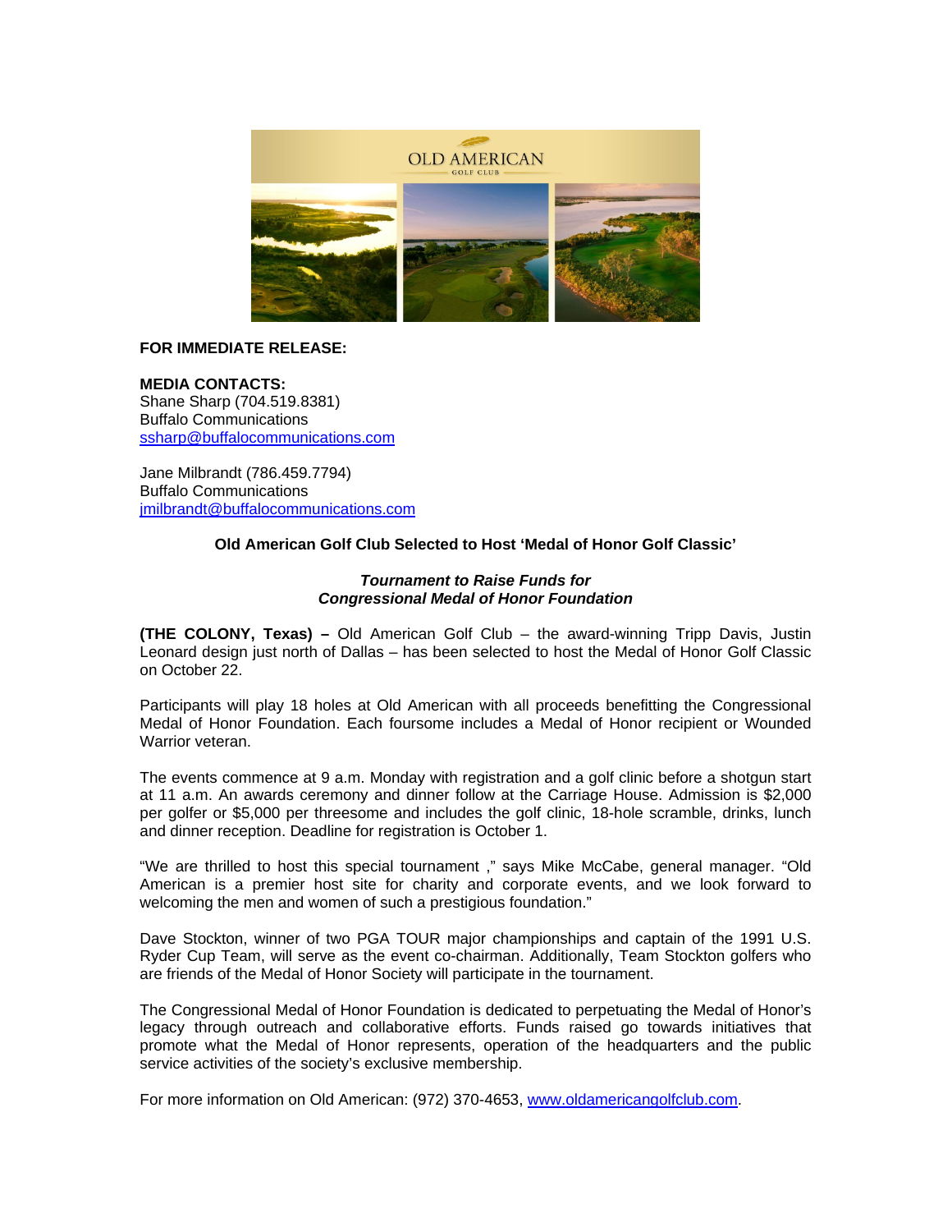**FOR IMMEDIATE RELEASE:**

**MEDIA CONTACTS:**
Shane Sharp (704.519.8381)
Buffalo Communications
ssharp@buffalocommunications.com

Jane Milbrandt (786.459.7794)
Buffalo Communications
jmilbrandt@buffalocommunications.com

**Old American Golf Club Selected to Host 'Medal of Honor Golf Classic'**

***Tournament to Raise Funds for Congressional Medal of Honor Foundation***

**(THE COLONY, Texas) –** Old American Golf Club – the award-winning Tripp Davis, Justin Leonard design just north of Dallas – has been selected to host the Medal of Honor Golf Classic on October 22.

Participants will play 18 holes at Old American with all proceeds benefitting the Congressional Medal of Honor Foundation. Each foursome includes a Medal of Honor recipient or Wounded Warrior veteran.

The events commence at 9 a.m. Monday with registration and a golf clinic before a shotgun start at 11 a.m. An awards ceremony and dinner follow at the Carriage House. Admission is $2,000 per golfer or $5,000 per threesome and includes the golf clinic, 18-hole scramble, drinks, lunch and dinner reception. Deadline for registration is October 1.

"We are thrilled to host this special tournament ," says Mike McCabe, general manager. "Old American is a premier host site for charity and corporate events, and we look forward to welcoming the men and women of such a prestigious foundation."

Dave Stockton, winner of two PGA TOUR major championships and captain of the 1991 U.S. Ryder Cup Team, will serve as the event co-chairman. Additionally, Team Stockton golfers who are friends of the Medal of Honor Society will participate in the tournament.

The Congressional Medal of Honor Foundation is dedicated to perpetuating the Medal of Honor's legacy through outreach and collaborative efforts. Funds raised go towards initiatives that promote what the Medal of Honor represents, operation of the headquarters and the public service activities of the society's exclusive membership.

For more information on Old American: (972) 370-4653, www.oldamericangolfclub.com.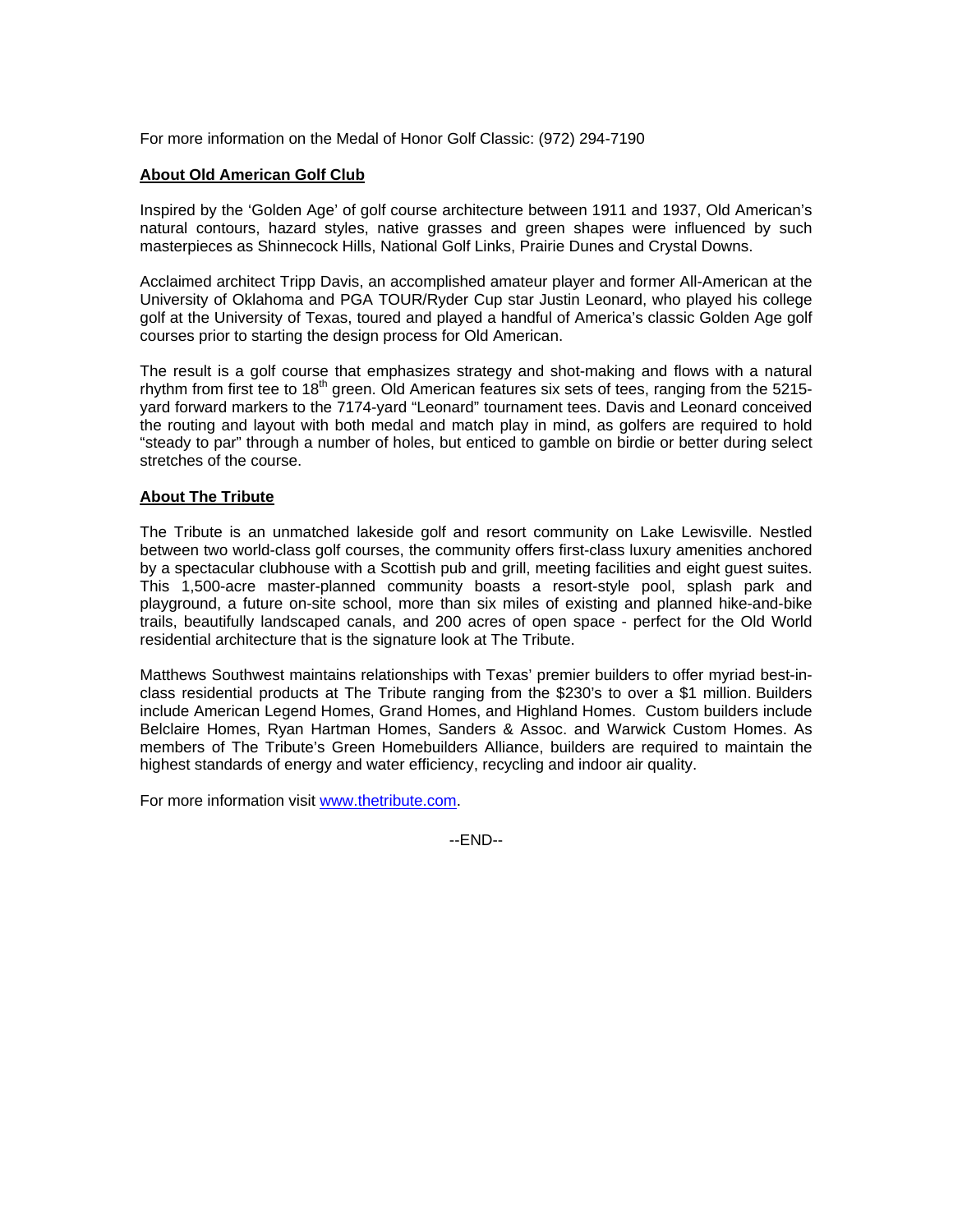For more information on the Medal of Honor Golf Classic: (972) 294-7190

**About Old American Golf Club**

Inspired by the 'Golden Age' of golf course architecture between 1911 and 1937, Old American's natural contours, hazard styles, native grasses and green shapes were influenced by such masterpieces as Shinnecock Hills, National Golf Links, Prairie Dunes and Crystal Downs.

Acclaimed architect Tripp Davis, an accomplished amateur player and former All-American at the University of Oklahoma and PGA TOUR/Ryder Cup star Justin Leonard, who played his college golf at the University of Texas, toured and played a handful of America's classic Golden Age golf courses prior to starting the design process for Old American.

The result is a golf course that emphasizes strategy and shot-making and flows with a natural rhythm from first tee to 18th green. Old American features six sets of tees, ranging from the 5215-yard forward markers to the 7174-yard "Leonard" tournament tees. Davis and Leonard conceived the routing and layout with both medal and match play in mind, as golfers are required to hold "steady to par" through a number of holes, but enticed to gamble on birdie or better during select stretches of the course.

**About The Tribute**

The Tribute is an unmatched lakeside golf and resort community on Lake Lewisville. Nestled between two world-class golf courses, the community offers first-class luxury amenities anchored by a spectacular clubhouse with a Scottish pub and grill, meeting facilities and eight guest suites. This 1,500-acre master-planned community boasts a resort-style pool, splash park and playground, a future on-site school, more than six miles of existing and planned hike-and-bike trails, beautifully landscaped canals, and 200 acres of open space - perfect for the Old World residential architecture that is the signature look at The Tribute.

Matthews Southwest maintains relationships with Texas' premier builders to offer myriad best-in-class residential products at The Tribute ranging from the $230's to over a $1 million. Builders include American Legend Homes, Grand Homes, and Highland Homes. Custom builders include Belclaire Homes, Ryan Hartman Homes, Sanders & Assoc. and Warwick Custom Homes. As members of The Tribute's Green Homebuilders Alliance, builders are required to maintain the highest standards of energy and water efficiency, recycling and indoor air quality.

For more information visit www.thetribute.com.

--END--